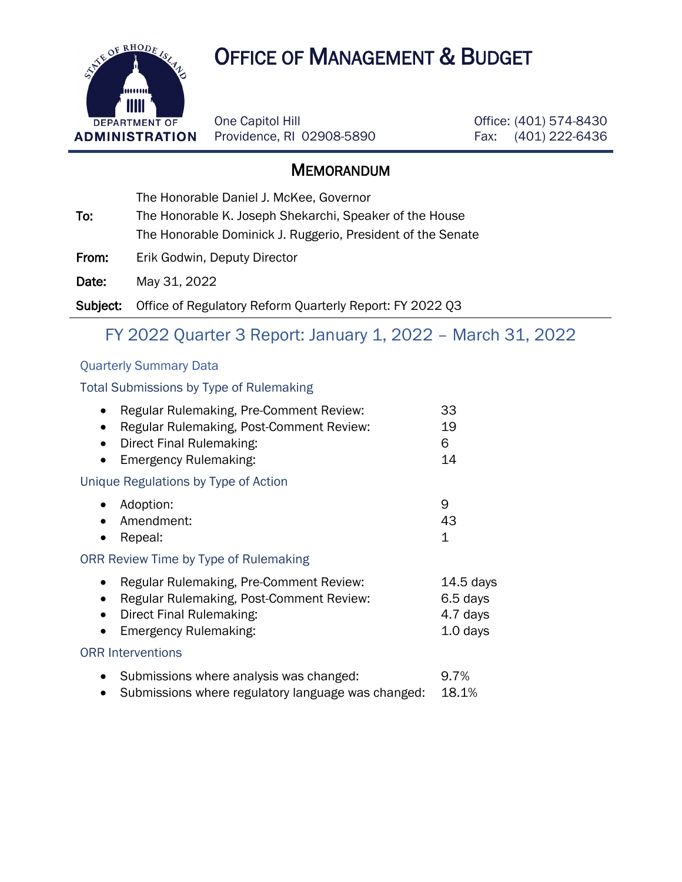# Office of Management & Budget

DEPARTMENT OF ADMINISTRATION

One Capitol Hill
Providence, RI 02908-5890

Office: (401) 574-8430
Fax: (401) 222-6436

## Memorandum

**To:** The Honorable Daniel J. McKee, Governor
The Honorable K. Joseph Shekarchi, Speaker of the House
The Honorable Dominick J. Ruggerio, President of the Senate

**From:** Erik Godwin, Deputy Director

**Date:** May 31, 2022

**Subject:** Office of Regulatory Reform Quarterly Report: FY 2022 Q3

## FY 2022 Quarter 3 Report: January 1, 2022 – March 31, 2022

### Quarterly Summary Data

#### Total Submissions by Type of Rulemaking

- Regular Rulemaking, Pre-Comment Review: 33
- Regular Rulemaking, Post-Comment Review: 19
- Direct Final Rulemaking: 6
- Emergency Rulemaking: 14

#### Unique Regulations by Type of Action

- Adoption: 9
- Amendment: 43
- Repeal: 1

#### ORR Review Time by Type of Rulemaking

- Regular Rulemaking, Pre-Comment Review: 14.5 days
- Regular Rulemaking, Post-Comment Review: 6.5 days
- Direct Final Rulemaking: 4.7 days
- Emergency Rulemaking: 1.0 days

#### ORR Interventions

- Submissions where analysis was changed: 9.7%
- Submissions where regulatory language was changed: 18.1%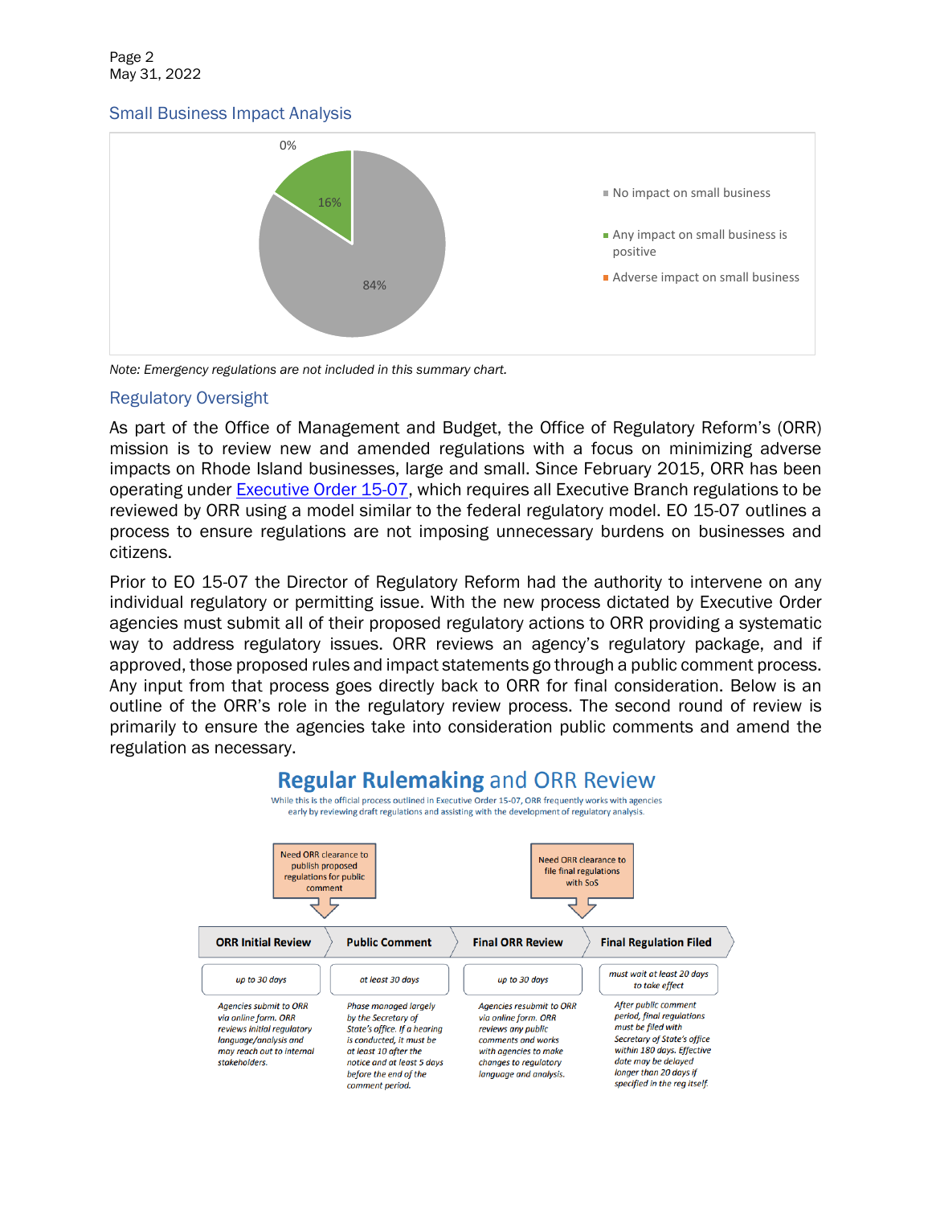Page 2
May 31, 2022

## Small Business Impact Analysis

0%

16%

84%

- No impact on small business
- Any impact on small business is positive
- Adverse impact on small business

*Note: Emergency regulations are not included in this summary chart.*

## Regulatory Oversight

As part of the Office of Management and Budget, the Office of Regulatory Reform's (ORR) mission is to review new and amended regulations with a focus on minimizing adverse impacts on Rhode Island businesses, large and small. Since February 2015, ORR has been operating under Executive Order 15-07, which requires all Executive Branch regulations to be reviewed by ORR using a model similar to the federal regulatory model. EO 15-07 outlines a process to ensure regulations are not imposing unnecessary burdens on businesses and citizens.

Prior to EO 15-07 the Director of Regulatory Reform had the authority to intervene on any individual regulatory or permitting issue. With the new process dictated by Executive Order agencies must submit all of their proposed regulatory actions to ORR providing a systematic way to address regulatory issues. ORR reviews an agency's regulatory package, and if approved, those proposed rules and impact statements go through a public comment process. Any input from that process goes directly back to ORR for final consideration. Below is an outline of the ORR's role in the regulatory review process. The second round of review is primarily to ensure the agencies take into consideration public comments and amend the regulation as necessary.

### Regular Rulemaking and ORR Review

While this is the official process outlined in Executive Order 15-07, ORR frequently works with agencies early by reviewing draft regulations and assisting with the development of regulatory analysis.

Need ORR clearance to publish proposed regulations for public comment

Need ORR clearance to file final regulations with SoS

| ORR Initial Review | Public Comment | Final ORR Review | Final Regulation Filed |
|---|---|---|---|
| *up to 30 days* | *at least 30 days* | *up to 30 days* | *must wait at least 20 days to take effect* |
| *Agencies submit to ORR via online form. ORR reviews initial regulatory language/analysis and may reach out to internal stakeholders.* | *Phase managed largely by the Secretary of State's office. If a hearing is conducted, it must be at least 10 after the notice and at least 5 days before the end of the comment period.* | *Agencies resubmit to ORR via online form. ORR reviews any public comments and works with agencies to make changes to regulatory language and analysis.* | *After public comment period, final regulations must be filed with Secretary of State's office within 180 days. Effective date may be delayed longer than 20 days if specified in the reg itself.* |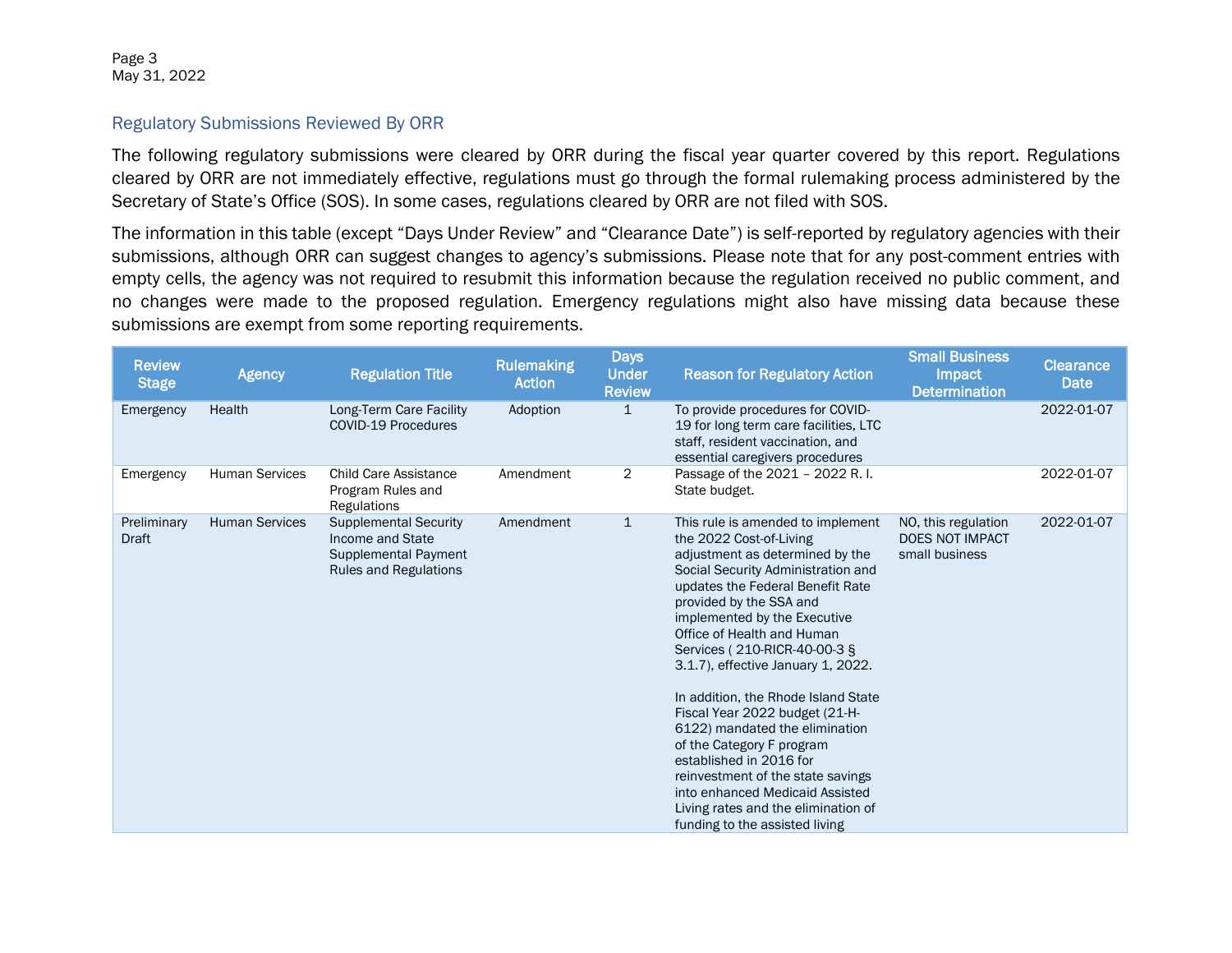## Regulatory Submissions Reviewed By ORR

The following regulatory submissions were cleared by ORR during the fiscal year quarter covered by this report. Regulations cleared by ORR are not immediately effective, regulations must go through the formal rulemaking process administered by the Secretary of State's Office (SOS). In some cases, regulations cleared by ORR are not filed with SOS.

The information in this table (except "Days Under Review" and "Clearance Date") is self-reported by regulatory agencies with their submissions, although ORR can suggest changes to agency's submissions. Please note that for any post-comment entries with empty cells, the agency was not required to resubmit this information because the regulation received no public comment, and no changes were made to the proposed regulation. Emergency regulations might also have missing data because these submissions are exempt from some reporting requirements.

| Review Stage | Agency | Regulation Title | Rulemaking Action | Days Under Review | Reason for Regulatory Action | Small Business Impact Determination | Clearance Date |
|---|---|---|---|---|---|---|---|
| Emergency | Health | Long-Term Care Facility COVID-19 Procedures | Adoption | 1 | To provide procedures for COVID-19 for long term care facilities, LTC staff, resident vaccination, and essential caregivers procedures | | 2022-01-07 |
| Emergency | Human Services | Child Care Assistance Program Rules and Regulations | Amendment | 2 | Passage of the 2021 – 2022 R. I. State budget. | | 2022-01-07 |
| Preliminary Draft | Human Services | Supplemental Security Income and State Supplemental Payment Rules and Regulations | Amendment | 1 | This rule is amended to implement the 2022 Cost-of-Living adjustment as determined by the Social Security Administration and updates the Federal Benefit Rate provided by the SSA and implemented by the Executive Office of Health and Human Services ( 210-RICR-40-00-3 § 3.1.7), effective January 1, 2022.<br><br>In addition, the Rhode Island State Fiscal Year 2022 budget (21-H-6122) mandated the elimination of the Category F program established in 2016 for reinvestment of the state savings into enhanced Medicaid Assisted Living rates and the elimination of funding to the assisted living | NO, this regulation DOES NOT IMPACT small business | 2022-01-07 |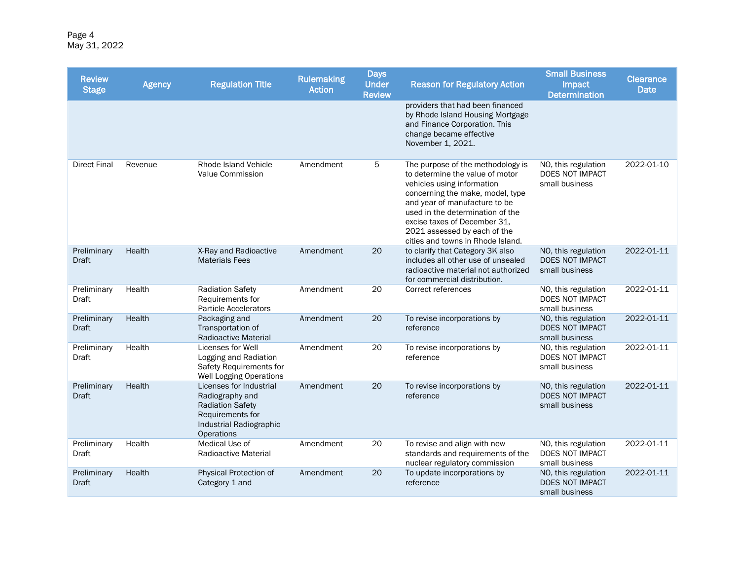| Review Stage | Agency | Regulation Title | Rulemaking Action | Days Under Review | Reason for Regulatory Action | Small Business Impact Determination | Clearance Date |
|---|---|---|---|---|---|---|---|
| | | | | | providers that had been financed by Rhode Island Housing Mortgage and Finance Corporation. This change became effective November 1, 2021. | | |
| Direct Final | Revenue | Rhode Island Vehicle Value Commission | Amendment | 5 | The purpose of the methodology is to determine the value of motor vehicles using information concerning the make, model, type and year of manufacture to be used in the determination of the excise taxes of December 31, 2021 assessed by each of the cities and towns in Rhode Island. | NO, this regulation DOES NOT IMPACT small business | 2022-01-10 |
| Preliminary Draft | Health | X-Ray and Radioactive Materials Fees | Amendment | 20 | to clarify that Category 3K also includes all other use of unsealed radioactive material not authorized for commercial distribution. | NO, this regulation DOES NOT IMPACT small business | 2022-01-11 |
| Preliminary Draft | Health | Radiation Safety Requirements for Particle Accelerators | Amendment | 20 | Correct references | NO, this regulation DOES NOT IMPACT small business | 2022-01-11 |
| Preliminary Draft | Health | Packaging and Transportation of Radioactive Material | Amendment | 20 | To revise incorporations by reference | NO, this regulation DOES NOT IMPACT small business | 2022-01-11 |
| Preliminary Draft | Health | Licenses for Well Logging and Radiation Safety Requirements for Well Logging Operations | Amendment | 20 | To revise incorporations by reference | NO, this regulation DOES NOT IMPACT small business | 2022-01-11 |
| Preliminary Draft | Health | Licenses for Industrial Radiography and Radiation Safety Requirements for Industrial Radiographic Operations | Amendment | 20 | To revise incorporations by reference | NO, this regulation DOES NOT IMPACT small business | 2022-01-11 |
| Preliminary Draft | Health | Medical Use of Radioactive Material | Amendment | 20 | To revise and align with new standards and requirements of the nuclear regulatory commission | NO, this regulation DOES NOT IMPACT small business | 2022-01-11 |
| Preliminary Draft | Health | Physical Protection of Category 1 and | Amendment | 20 | To update incorporations by reference | NO, this regulation DOES NOT IMPACT small business | 2022-01-11 |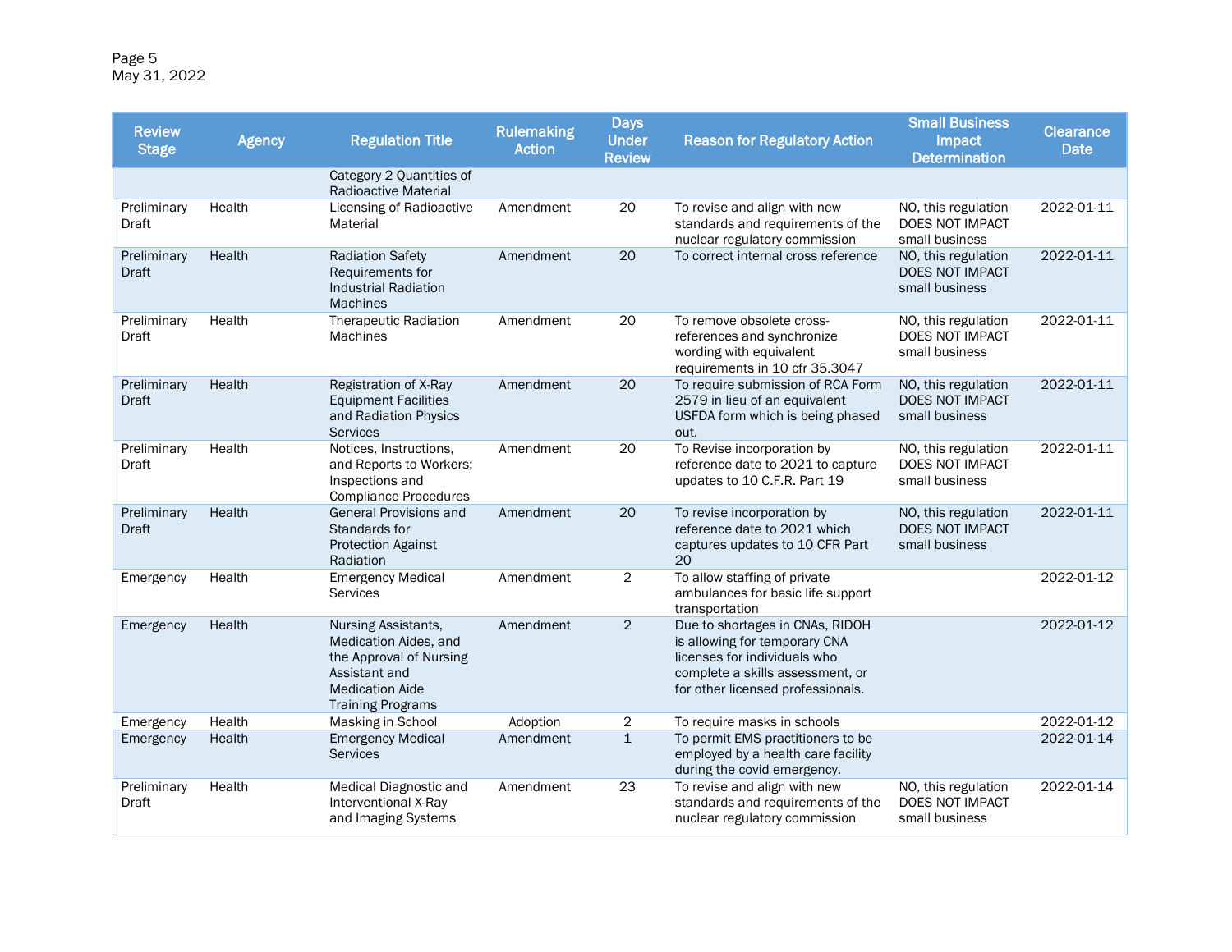| Review Stage | Agency | Regulation Title | Rulemaking Action | Days Under Review | Reason for Regulatory Action | Small Business Impact Determination | Clearance Date |
|---|---|---|---|---|---|---|---|
| | | Category 2 Quantities of Radioactive Material | | | | | |
| Preliminary Draft | Health | Licensing of Radioactive Material | Amendment | 20 | To revise and align with new standards and requirements of the nuclear regulatory commission | NO, this regulation DOES NOT IMPACT small business | 2022-01-11 |
| Preliminary Draft | Health | Radiation Safety Requirements for Industrial Radiation Machines | Amendment | 20 | To correct internal cross reference | NO, this regulation DOES NOT IMPACT small business | 2022-01-11 |
| Preliminary Draft | Health | Therapeutic Radiation Machines | Amendment | 20 | To remove obsolete cross-references and synchronize wording with equivalent requirements in 10 cfr 35.3047 | NO, this regulation DOES NOT IMPACT small business | 2022-01-11 |
| Preliminary Draft | Health | Registration of X-Ray Equipment Facilities and Radiation Physics Services | Amendment | 20 | To require submission of RCA Form 2579 in lieu of an equivalent USFDA form which is being phased out. | NO, this regulation DOES NOT IMPACT small business | 2022-01-11 |
| Preliminary Draft | Health | Notices, Instructions, and Reports to Workers; Inspections and Compliance Procedures | Amendment | 20 | To Revise incorporation by reference date to 2021 to capture updates to 10 C.F.R. Part 19 | NO, this regulation DOES NOT IMPACT small business | 2022-01-11 |
| Preliminary Draft | Health | General Provisions and Standards for Protection Against Radiation | Amendment | 20 | To revise incorporation by reference date to 2021 which captures updates to 10 CFR Part 20 | NO, this regulation DOES NOT IMPACT small business | 2022-01-11 |
| Emergency | Health | Emergency Medical Services | Amendment | 2 | To allow staffing of private ambulances for basic life support transportation | | 2022-01-12 |
| Emergency | Health | Nursing Assistants, Medication Aides, and the Approval of Nursing Assistant and Medication Aide Training Programs | Amendment | 2 | Due to shortages in CNAs, RIDOH is allowing for temporary CNA licenses for individuals who complete a skills assessment, or for other licensed professionals. | | 2022-01-12 |
| Emergency | Health | Masking in School | Adoption | 2 | To require masks in schools | | 2022-01-12 |
| Emergency | Health | Emergency Medical Services | Amendment | 1 | To permit EMS practitioners to be employed by a health care facility during the covid emergency. | | 2022-01-14 |
| Preliminary Draft | Health | Medical Diagnostic and Interventional X-Ray and Imaging Systems | Amendment | 23 | To revise and align with new standards and requirements of the nuclear regulatory commission | NO, this regulation DOES NOT IMPACT small business | 2022-01-14 |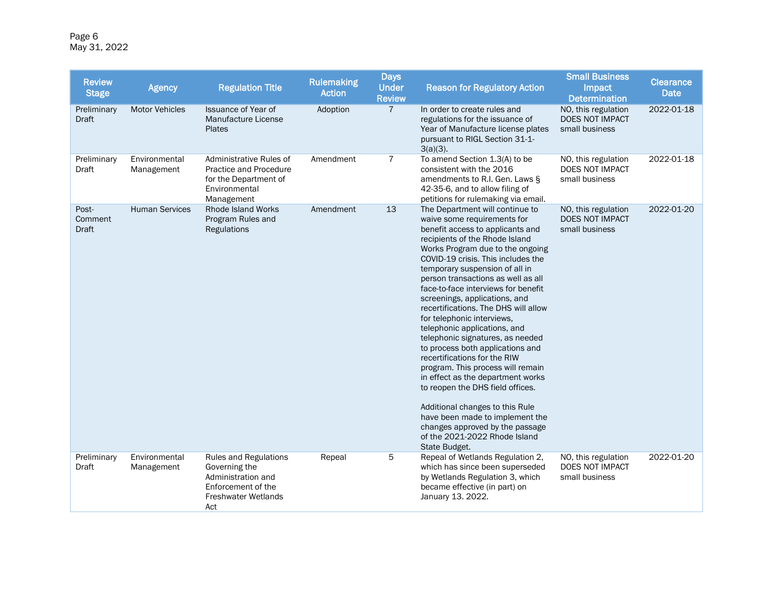| Review Stage | Agency | Regulation Title | Rulemaking Action | Days Under Review | Reason for Regulatory Action | Small Business Impact Determination | Clearance Date |
|---|---|---|---|---|---|---|---|
| Preliminary Draft | Motor Vehicles | Issuance of Year of Manufacture License Plates | Adoption | 7 | In order to create rules and regulations for the issuance of Year of Manufacture license plates pursuant to RIGL Section 31-1-3(a)(3). | NO, this regulation DOES NOT IMPACT small business | 2022-01-18 |
| Preliminary Draft | Environmental Management | Administrative Rules of Practice and Procedure for the Department of Environmental Management | Amendment | 7 | To amend Section 1.3(A) to be consistent with the 2016 amendments to R.I. Gen. Laws § 42-35-6, and to allow filing of petitions for rulemaking via email. | NO, this regulation DOES NOT IMPACT small business | 2022-01-18 |
| Post-Comment Draft | Human Services | Rhode Island Works Program Rules and Regulations | Amendment | 13 | The Department will continue to waive some requirements for benefit access to applicants and recipients of the Rhode Island Works Program due to the ongoing COVID-19 crisis. This includes the temporary suspension of all in person transactions as well as all face-to-face interviews for benefit screenings, applications, and recertifications. The DHS will allow for telephonic interviews, telephonic applications, and telephonic signatures, as needed to process both applications and recertifications for the RIW program. This process will remain in effect as the department works to reopen the DHS field offices.<br><br>Additional changes to this Rule have been made to implement the changes approved by the passage of the 2021-2022 Rhode Island State Budget. | NO, this regulation DOES NOT IMPACT small business | 2022-01-20 |
| Preliminary Draft | Environmental Management | Rules and Regulations Governing the Administration and Enforcement of the Freshwater Wetlands Act | Repeal | 5 | Repeal of Wetlands Regulation 2, which has since been superseded by Wetlands Regulation 3, which became effective (in part) on January 13. 2022. | NO, this regulation DOES NOT IMPACT small business | 2022-01-20 |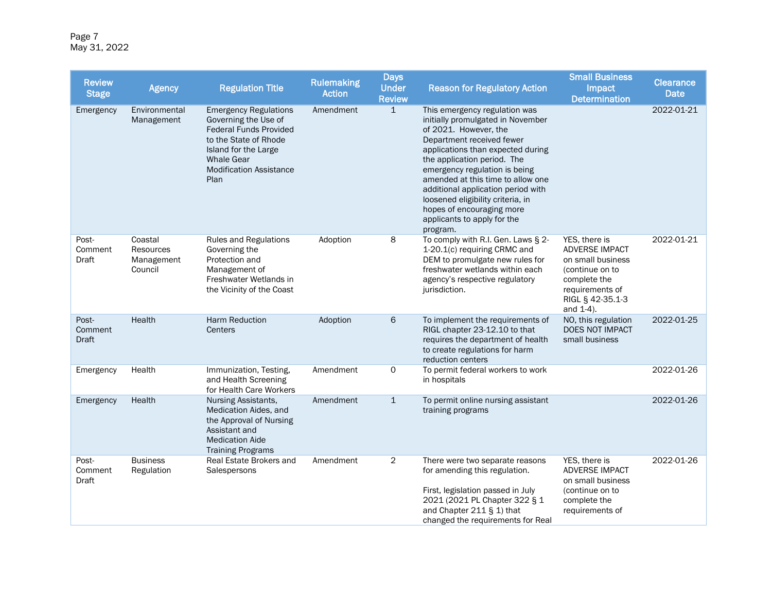| Review Stage | Agency | Regulation Title | Rulemaking Action | Days Under Review | Reason for Regulatory Action | Small Business Impact Determination | Clearance Date |
|---|---|---|---|---|---|---|---|
| Emergency | Environmental Management | Emergency Regulations Governing the Use of Federal Funds Provided to the State of Rhode Island for the Large Whale Gear Modification Assistance Plan | Amendment | 1 | This emergency regulation was initially promulgated in November of 2021. However, the Department received fewer applications than expected during the application period. The emergency regulation is being amended at this time to allow one additional application period with loosened eligibility criteria, in hopes of encouraging more applicants to apply for the program. | | 2022-01-21 |
| Post-Comment Draft | Coastal Resources Management Council | Rules and Regulations Governing the Protection and Management of Freshwater Wetlands in the Vicinity of the Coast | Adoption | 8 | To comply with R.I. Gen. Laws § 2-1-20.1(c) requiring CRMC and DEM to promulgate new rules for freshwater wetlands within each agency's respective regulatory jurisdiction. | YES, there is ADVERSE IMPACT on small business (continue on to complete the requirements of RIGL § 42-35.1-3 and 1-4). | 2022-01-21 |
| Post-Comment Draft | Health | Harm Reduction Centers | Adoption | 6 | To implement the requirements of RIGL chapter 23-12.10 to that requires the department of health to create regulations for harm reduction centers | NO, this regulation DOES NOT IMPACT small business | 2022-01-25 |
| Emergency | Health | Immunization, Testing, and Health Screening for Health Care Workers | Amendment | 0 | To permit federal workers to work in hospitals | | 2022-01-26 |
| Emergency | Health | Nursing Assistants, Medication Aides, and the Approval of Nursing Assistant and Medication Aide Training Programs | Amendment | 1 | To permit online nursing assistant training programs | | 2022-01-26 |
| Post-Comment Draft | Business Regulation | Real Estate Brokers and Salespersons | Amendment | 2 | There were two separate reasons for amending this regulation.<br><br>First, legislation passed in July 2021 (2021 PL Chapter 322 § 1 and Chapter 211 § 1) that changed the requirements for Real | YES, there is ADVERSE IMPACT on small business (continue on to complete the requirements of | 2022-01-26 |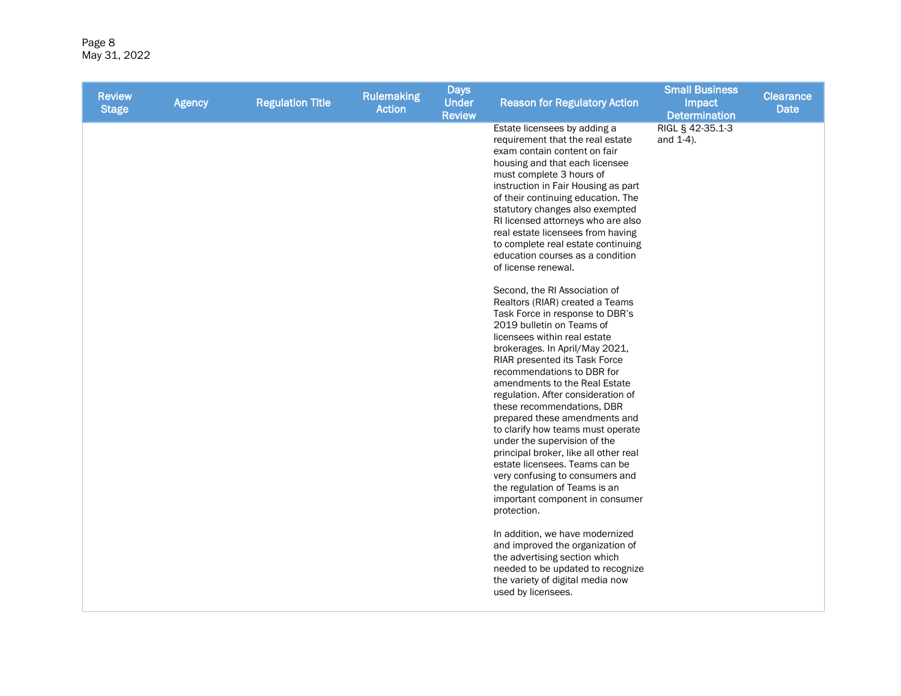| Review Stage | Agency | Regulation Title | Rulemaking Action | Days Under Review | Reason for Regulatory Action | Small Business Impact Determination | Clearance Date |
|---|---|---|---|---|---|---|---|
| | | | | | Estate licensees by adding a requirement that the real estate exam contain content on fair housing and that each licensee must complete 3 hours of instruction in Fair Housing as part of their continuing education. The statutory changes also exempted RI licensed attorneys who are also real estate licensees from having to complete real estate continuing education courses as a condition of license renewal.<br><br>Second, the RI Association of Realtors (RIAR) created a Teams Task Force in response to DBR's 2019 bulletin on Teams of licensees within real estate brokerages. In April/May 2021, RIAR presented its Task Force recommendations to DBR for amendments to the Real Estate regulation. After consideration of these recommendations, DBR prepared these amendments and to clarify how teams must operate under the supervision of the principal broker, like all other real estate licensees. Teams can be very confusing to consumers and the regulation of Teams is an important component in consumer protection.<br><br>In addition, we have modernized and improved the organization of the advertising section which needed to be updated to recognize the variety of digital media now used by licensees. | RIGL § 42-35.1-3 and 1-4). | |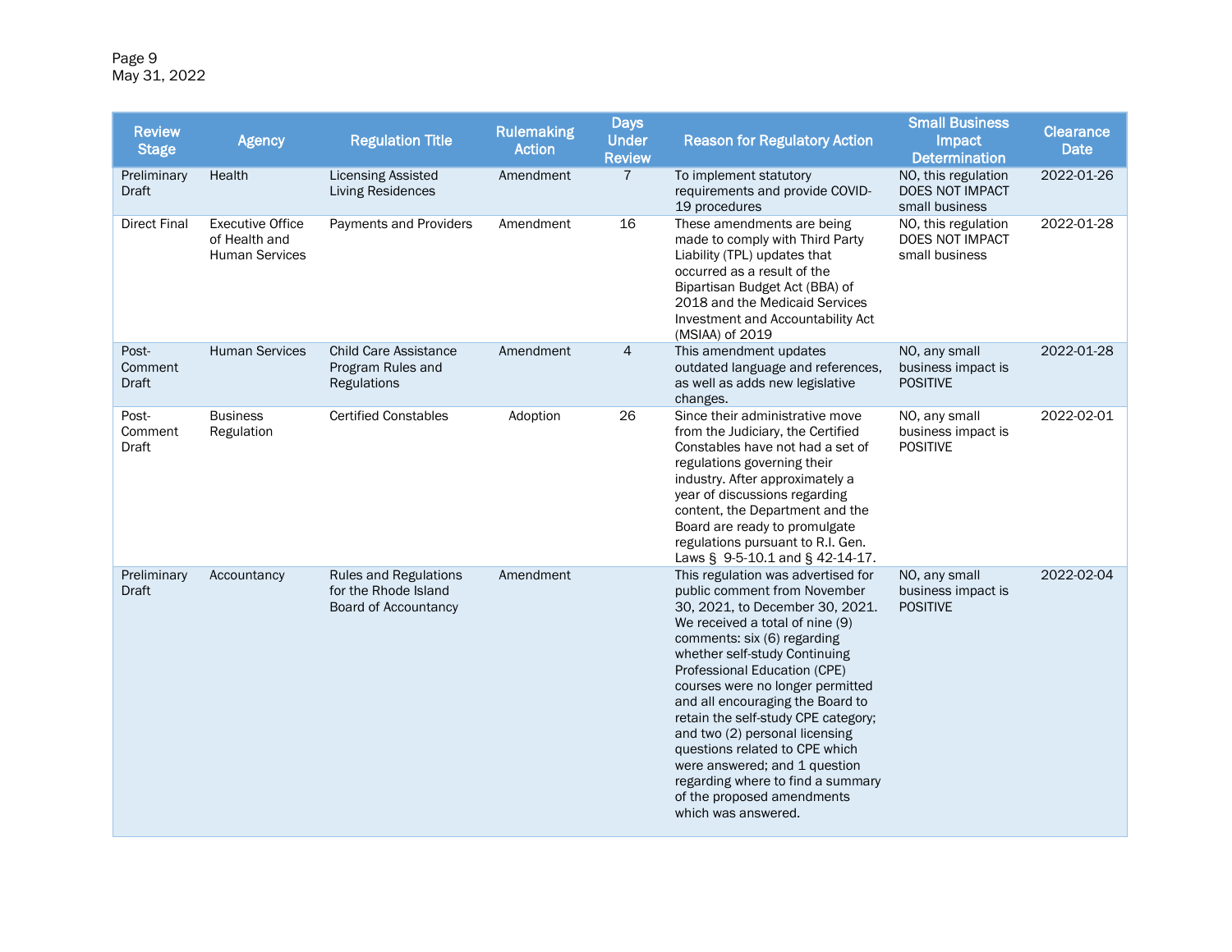| Review Stage | Agency | Regulation Title | Rulemaking Action | Days Under Review | Reason for Regulatory Action | Small Business Impact Determination | Clearance Date |
|---|---|---|---|---|---|---|---|
| Preliminary Draft | Health | Licensing Assisted Living Residences | Amendment | 7 | To implement statutory requirements and provide COVID-19 procedures | NO, this regulation DOES NOT IMPACT small business | 2022-01-26 |
| Direct Final | Executive Office of Health and Human Services | Payments and Providers | Amendment | 16 | These amendments are being made to comply with Third Party Liability (TPL) updates that occurred as a result of the Bipartisan Budget Act (BBA) of 2018 and the Medicaid Services Investment and Accountability Act (MSIAA) of 2019 | NO, this regulation DOES NOT IMPACT small business | 2022-01-28 |
| Post-Comment Draft | Human Services | Child Care Assistance Program Rules and Regulations | Amendment | 4 | This amendment updates outdated language and references, as well as adds new legislative changes. | NO, any small business impact is POSITIVE | 2022-01-28 |
| Post-Comment Draft | Business Regulation | Certified Constables | Adoption | 26 | Since their administrative move from the Judiciary, the Certified Constables have not had a set of regulations governing their industry. After approximately a year of discussions regarding content, the Department and the Board are ready to promulgate regulations pursuant to R.I. Gen. Laws § 9-5-10.1 and § 42-14-17. | NO, any small business impact is POSITIVE | 2022-02-01 |
| Preliminary Draft | Accountancy | Rules and Regulations for the Rhode Island Board of Accountancy | Amendment | | This regulation was advertised for public comment from November 30, 2021, to December 30, 2021. We received a total of nine (9) comments: six (6) regarding whether self-study Continuing Professional Education (CPE) courses were no longer permitted and all encouraging the Board to retain the self-study CPE category; and two (2) personal licensing questions related to CPE which were answered; and 1 question regarding where to find a summary of the proposed amendments which was answered. | NO, any small business impact is POSITIVE | 2022-02-04 |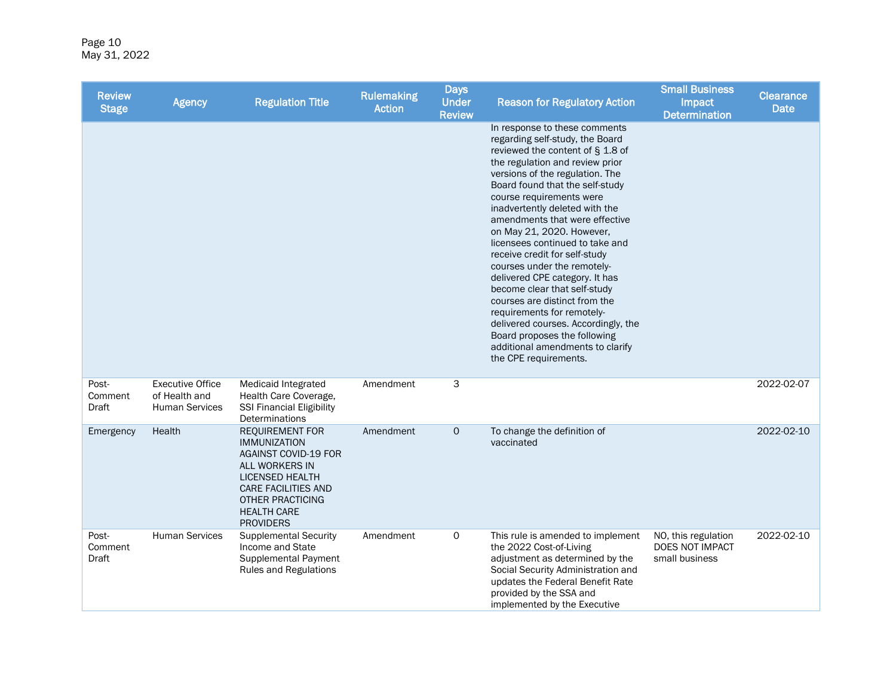| Review Stage | Agency | Regulation Title | Rulemaking Action | Days Under Review | Reason for Regulatory Action | Small Business Impact Determination | Clearance Date |
|---|---|---|---|---|---|---|---|
| | | | | | In response to these comments regarding self-study, the Board reviewed the content of § 1.8 of the regulation and review prior versions of the regulation. The Board found that the self-study course requirements were inadvertently deleted with the amendments that were effective on May 21, 2020. However, licensees continued to take and receive credit for self-study courses under the remotely-delivered CPE category. It has become clear that self-study courses are distinct from the requirements for remotely-delivered courses. Accordingly, the Board proposes the following additional amendments to clarify the CPE requirements. | | |
| Post-Comment Draft | Executive Office of Health and Human Services | Medicaid Integrated Health Care Coverage, SSI Financial Eligibility Determinations | Amendment | 3 | | | 2022-02-07 |
| Emergency | Health | REQUIREMENT FOR IMMUNIZATION AGAINST COVID-19 FOR ALL WORKERS IN LICENSED HEALTH CARE FACILITIES AND OTHER PRACTICING HEALTH CARE PROVIDERS | Amendment | 0 | To change the definition of vaccinated | | 2022-02-10 |
| Post-Comment Draft | Human Services | Supplemental Security Income and State Supplemental Payment Rules and Regulations | Amendment | 0 | This rule is amended to implement the 2022 Cost-of-Living adjustment as determined by the Social Security Administration and updates the Federal Benefit Rate provided by the SSA and implemented by the Executive | NO, this regulation DOES NOT IMPACT small business | 2022-02-10 |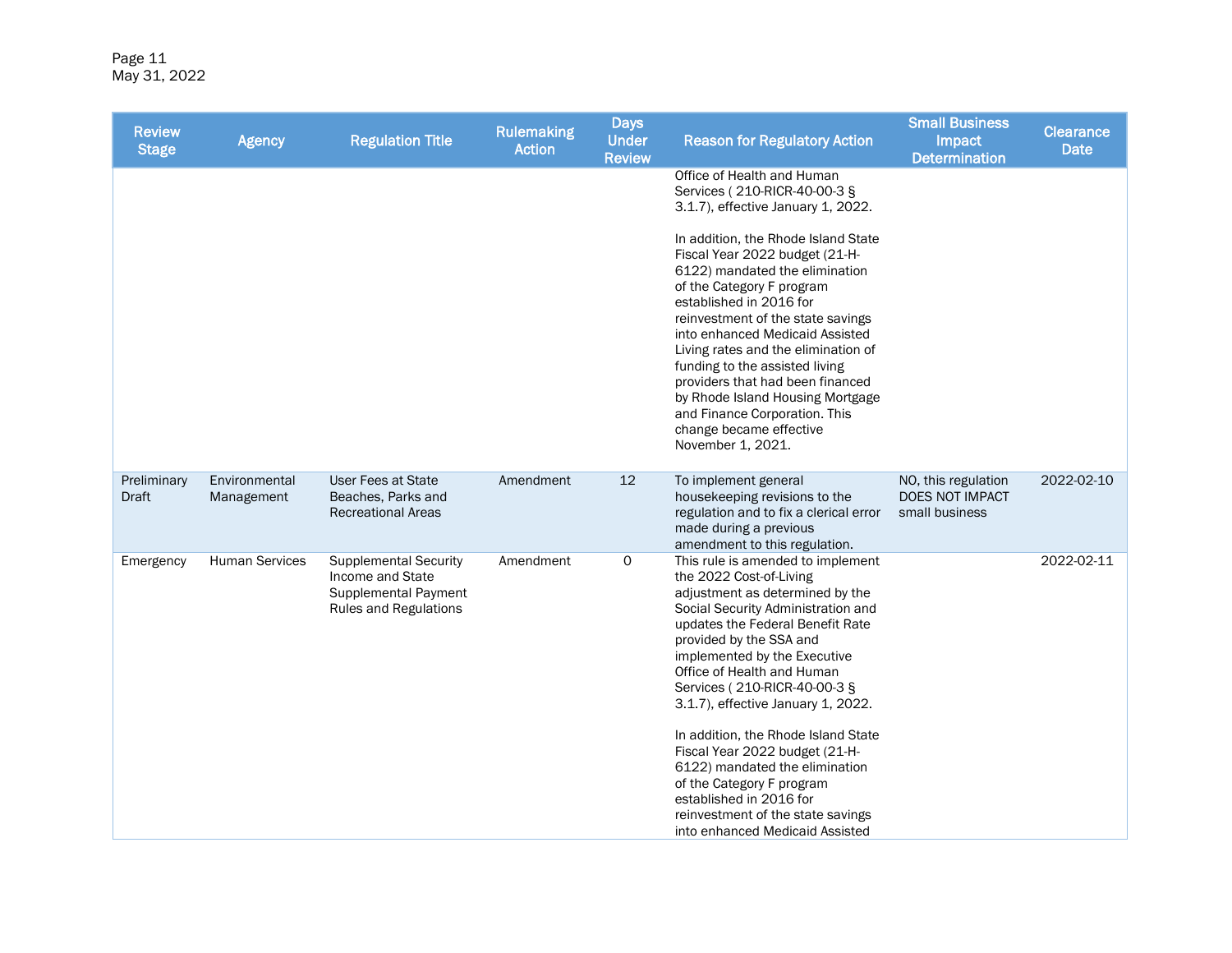| Review Stage | Agency | Regulation Title | Rulemaking Action | Days Under Review | Reason for Regulatory Action | Small Business Impact Determination | Clearance Date |
|---|---|---|---|---|---|---|---|
| | | | | | Office of Health and Human Services ( 210-RICR-40-00-3 § 3.1.7), effective January 1, 2022.<br><br>In addition, the Rhode Island State Fiscal Year 2022 budget (21-H-6122) mandated the elimination of the Category F program established in 2016 for reinvestment of the state savings into enhanced Medicaid Assisted Living rates and the elimination of funding to the assisted living providers that had been financed by Rhode Island Housing Mortgage and Finance Corporation. This change became effective November 1, 2021. | | |
| Preliminary Draft | Environmental Management | User Fees at State Beaches, Parks and Recreational Areas | Amendment | 12 | To implement general housekeeping revisions to the regulation and to fix a clerical error made during a previous amendment to this regulation. | NO, this regulation DOES NOT IMPACT small business | 2022-02-10 |
| Emergency | Human Services | Supplemental Security Income and State Supplemental Payment Rules and Regulations | Amendment | 0 | This rule is amended to implement the 2022 Cost-of-Living adjustment as determined by the Social Security Administration and updates the Federal Benefit Rate provided by the SSA and implemented by the Executive Office of Health and Human Services ( 210-RICR-40-00-3 § 3.1.7), effective January 1, 2022.<br><br>In addition, the Rhode Island State Fiscal Year 2022 budget (21-H-6122) mandated the elimination of the Category F program established in 2016 for reinvestment of the state savings into enhanced Medicaid Assisted | | 2022-02-11 |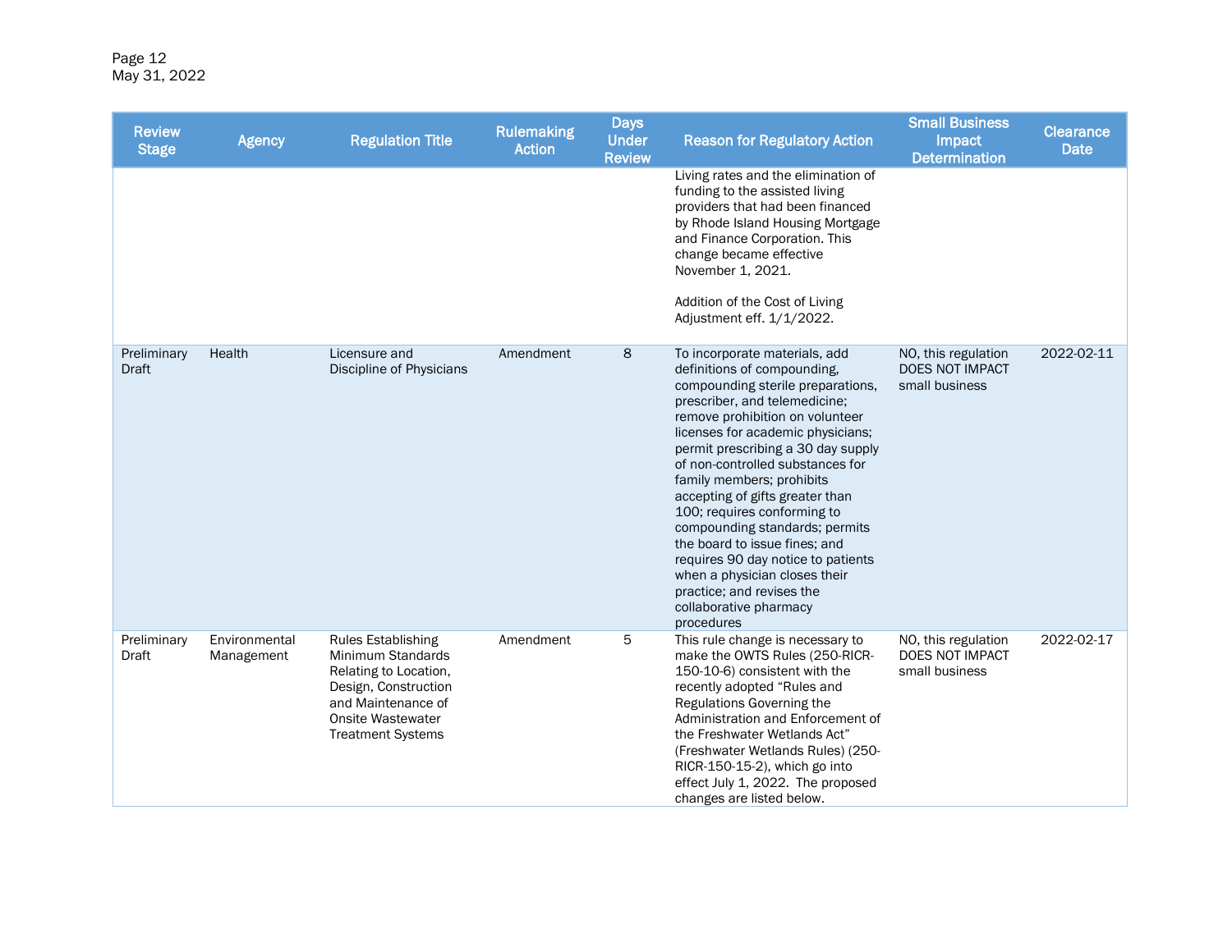| Review Stage | Agency | Regulation Title | Rulemaking Action | Days Under Review | Reason for Regulatory Action | Small Business Impact Determination | Clearance Date |
|---|---|---|---|---|---|---|---|
| | | | | | Living rates and the elimination of funding to the assisted living providers that had been financed by Rhode Island Housing Mortgage and Finance Corporation. This change became effective November 1, 2021. <br><br> Addition of the Cost of Living Adjustment eff. 1/1/2022. | | |
| Preliminary Draft | Health | Licensure and Discipline of Physicians | Amendment | 8 | To incorporate materials, add definitions of compounding, compounding sterile preparations, prescriber, and telemedicine; remove prohibition on volunteer licenses for academic physicians; permit prescribing a 30 day supply of non-controlled substances for family members; prohibits accepting of gifts greater than 100; requires conforming to compounding standards; permits the board to issue fines; and requires 90 day notice to patients when a physician closes their practice; and revises the collaborative pharmacy procedures | NO, this regulation DOES NOT IMPACT small business | 2022-02-11 |
| Preliminary Draft | Environmental Management | Rules Establishing Minimum Standards Relating to Location, Design, Construction and Maintenance of Onsite Wastewater Treatment Systems | Amendment | 5 | This rule change is necessary to make the OWTS Rules (250-RICR-150-10-6) consistent with the recently adopted "Rules and Regulations Governing the Administration and Enforcement of the Freshwater Wetlands Act" (Freshwater Wetlands Rules) (250-RICR-150-15-2), which go into effect July 1, 2022. The proposed changes are listed below. | NO, this regulation DOES NOT IMPACT small business | 2022-02-17 |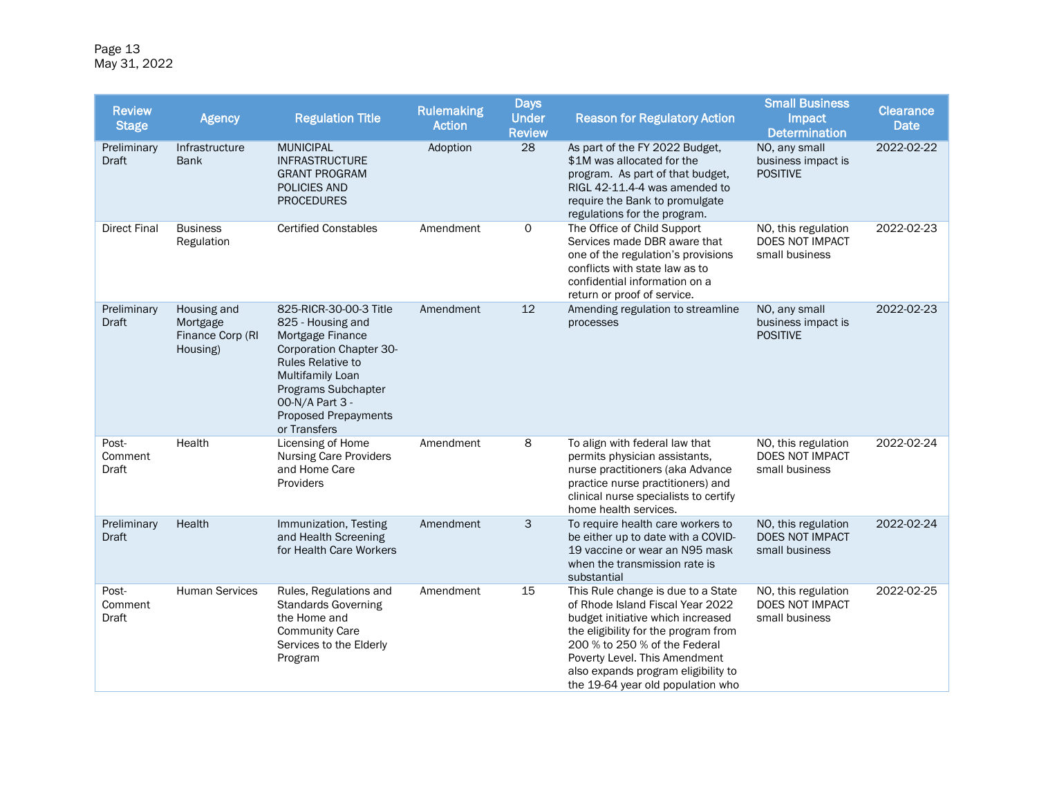| Review Stage | Agency | Regulation Title | Rulemaking Action | Days Under Review | Reason for Regulatory Action | Small Business Impact Determination | Clearance Date |
|---|---|---|---|---|---|---|---|
| Preliminary Draft | Infrastructure Bank | MUNICIPAL INFRASTRUCTURE GRANT PROGRAM POLICIES AND PROCEDURES | Adoption | 28 | As part of the FY 2022 Budget, $1M was allocated for the program. As part of that budget, RIGL 42-11.4-4 was amended to require the Bank to promulgate regulations for the program. | NO, any small business impact is POSITIVE | 2022-02-22 |
| Direct Final | Business Regulation | Certified Constables | Amendment | 0 | The Office of Child Support Services made DBR aware that one of the regulation's provisions conflicts with state law as to confidential information on a return or proof of service. | NO, this regulation DOES NOT IMPACT small business | 2022-02-23 |
| Preliminary Draft | Housing and Mortgage Finance Corp (RI Housing) | 825-RICR-30-00-3 Title 825 - Housing and Mortgage Finance Corporation Chapter 30-Rules Relative to Multifamily Loan Programs Subchapter 00-N/A Part 3 - Proposed Prepayments or Transfers | Amendment | 12 | Amending regulation to streamline processes | NO, any small business impact is POSITIVE | 2022-02-23 |
| Post-Comment Draft | Health | Licensing of Home Nursing Care Providers and Home Care Providers | Amendment | 8 | To align with federal law that permits physician assistants, nurse practitioners (aka Advance practice nurse practitioners) and clinical nurse specialists to certify home health services. | NO, this regulation DOES NOT IMPACT small business | 2022-02-24 |
| Preliminary Draft | Health | Immunization, Testing and Health Screening for Health Care Workers | Amendment | 3 | To require health care workers to be either up to date with a COVID-19 vaccine or wear an N95 mask when the transmission rate is substantial | NO, this regulation DOES NOT IMPACT small business | 2022-02-24 |
| Post-Comment Draft | Human Services | Rules, Regulations and Standards Governing the Home and Community Care Services to the Elderly Program | Amendment | 15 | This Rule change is due to a State of Rhode Island Fiscal Year 2022 budget initiative which increased the eligibility for the program from 200 % to 250 % of the Federal Poverty Level. This Amendment also expands program eligibility to the 19-64 year old population who | NO, this regulation DOES NOT IMPACT small business | 2022-02-25 |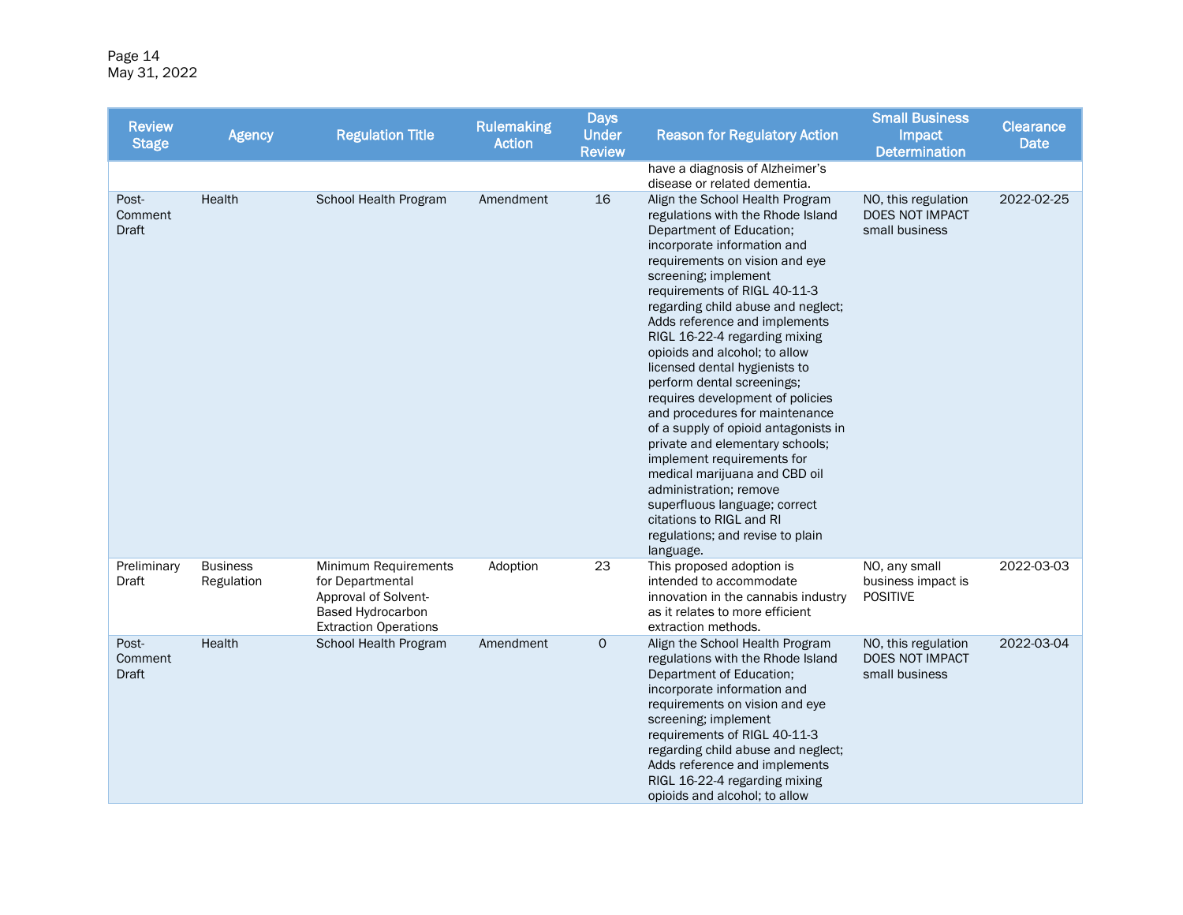| Review Stage | Agency | Regulation Title | Rulemaking Action | Days Under Review | Reason for Regulatory Action | Small Business Impact Determination | Clearance Date |
|---|---|---|---|---|---|---|---|
| | | | | | have a diagnosis of Alzheimer's disease or related dementia. | | |
| Post-Comment Draft | Health | School Health Program | Amendment | 16 | Align the School Health Program regulations with the Rhode Island Department of Education; incorporate information and requirements on vision and eye screening; implement requirements of RIGL 40-11-3 regarding child abuse and neglect; Adds reference and implements RIGL 16-22-4 regarding mixing opioids and alcohol; to allow licensed dental hygienists to perform dental screenings; requires development of policies and procedures for maintenance of a supply of opioid antagonists in private and elementary schools; implement requirements for medical marijuana and CBD oil administration; remove superfluous language; correct citations to RIGL and RI regulations; and revise to plain language. | NO, this regulation DOES NOT IMPACT small business | 2022-02-25 |
| Preliminary Draft | Business Regulation | Minimum Requirements for Departmental Approval of Solvent-Based Hydrocarbon Extraction Operations | Adoption | 23 | This proposed adoption is intended to accommodate innovation in the cannabis industry as it relates to more efficient extraction methods. | NO, any small business impact is POSITIVE | 2022-03-03 |
| Post-Comment Draft | Health | School Health Program | Amendment | 0 | Align the School Health Program regulations with the Rhode Island Department of Education; incorporate information and requirements on vision and eye screening; implement requirements of RIGL 40-11-3 regarding child abuse and neglect; Adds reference and implements RIGL 16-22-4 regarding mixing opioids and alcohol; to allow | NO, this regulation DOES NOT IMPACT small business | 2022-03-04 |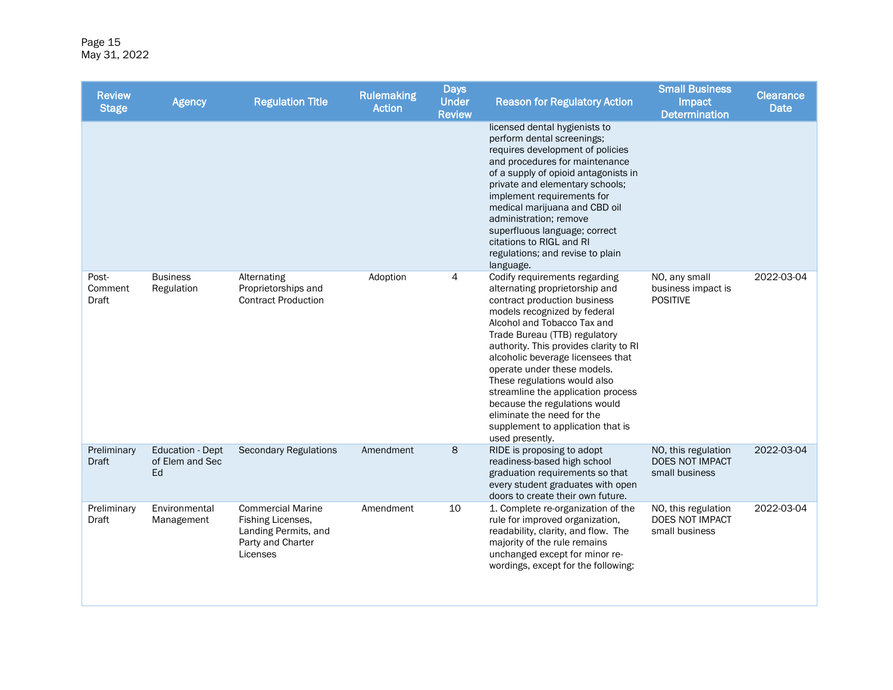| Review Stage | Agency | Regulation Title | Rulemaking Action | Days Under Review | Reason for Regulatory Action | Small Business Impact Determination | Clearance Date |
|---|---|---|---|---|---|---|---|
| | | | | | licensed dental hygienists to perform dental screenings; requires development of policies and procedures for maintenance of a supply of opioid antagonists in private and elementary schools; implement requirements for medical marijuana and CBD oil administration; remove superfluous language; correct citations to RIGL and RI regulations; and revise to plain language. | | |
| Post-Comment Draft | Business Regulation | Alternating Proprietorships and Contract Production | Adoption | 4 | Codify requirements regarding alternating proprietorship and contract production business models recognized by federal Alcohol and Tobacco Tax and Trade Bureau (TTB) regulatory authority. This provides clarity to RI alcoholic beverage licensees that operate under these models. These regulations would also streamline the application process because the regulations would eliminate the need for the supplement to application that is used presently. | NO, any small business impact is POSITIVE | 2022-03-04 |
| Preliminary Draft | Education - Dept of Elem and Sec Ed | Secondary Regulations | Amendment | 8 | RIDE is proposing to adopt readiness-based high school graduation requirements so that every student graduates with open doors to create their own future. | NO, this regulation DOES NOT IMPACT small business | 2022-03-04 |
| Preliminary Draft | Environmental Management | Commercial Marine Fishing Licenses, Landing Permits, and Party and Charter Licenses | Amendment | 10 | 1. Complete re-organization of the rule for improved organization, readability, clarity, and flow. The majority of the rule remains unchanged except for minor re-wordings, except for the following: | NO, this regulation DOES NOT IMPACT small business | 2022-03-04 |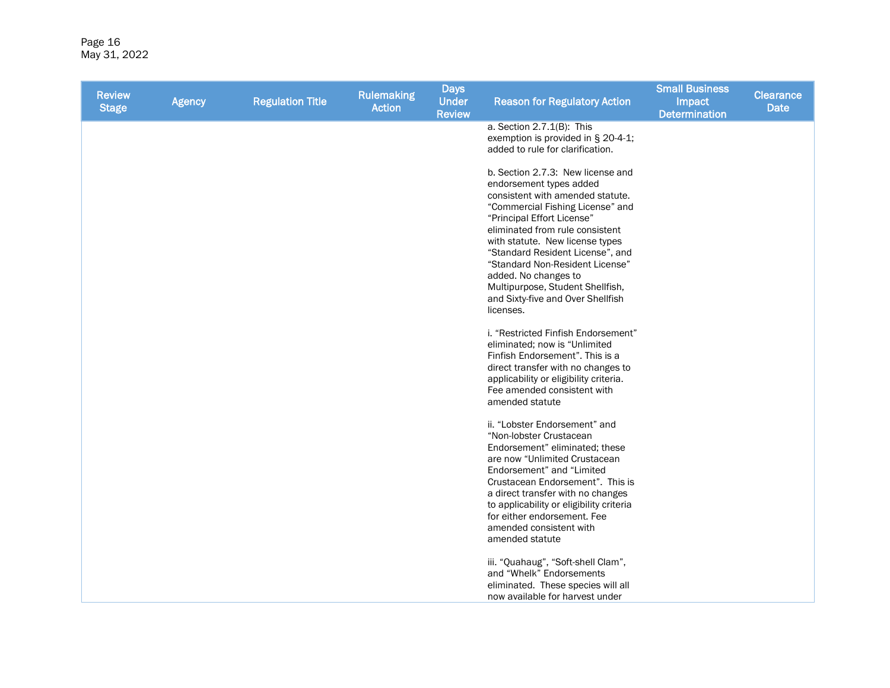| Review Stage | Agency | Regulation Title | Rulemaking Action | Days Under Review | Reason for Regulatory Action | Small Business Impact Determination | Clearance Date |
|---|---|---|---|---|---|---|---|
| | | | | | a. Section 2.7.1(B): This exemption is provided in § 20-4-1; added to rule for clarification.<br><br>b. Section 2.7.3: New license and endorsement types added consistent with amended statute. "Commercial Fishing License" and "Principal Effort License" eliminated from rule consistent with statute. New license types "Standard Resident License", and "Standard Non-Resident License" added. No changes to Multipurpose, Student Shellfish, and Sixty-five and Over Shellfish licenses.<br><br>i. "Restricted Finfish Endorsement" eliminated; now is "Unlimited Finfish Endorsement". This is a direct transfer with no changes to applicability or eligibility criteria. Fee amended consistent with amended statute<br><br>ii. "Lobster Endorsement" and "Non-lobster Crustacean Endorsement" eliminated; these are now "Unlimited Crustacean Endorsement" and "Limited Crustacean Endorsement". This is a direct transfer with no changes to applicability or eligibility criteria for either endorsement. Fee amended consistent with amended statute<br><br>iii. "Quahaug", "Soft-shell Clam", and "Whelk" Endorsements eliminated. These species will all now available for harvest under | | |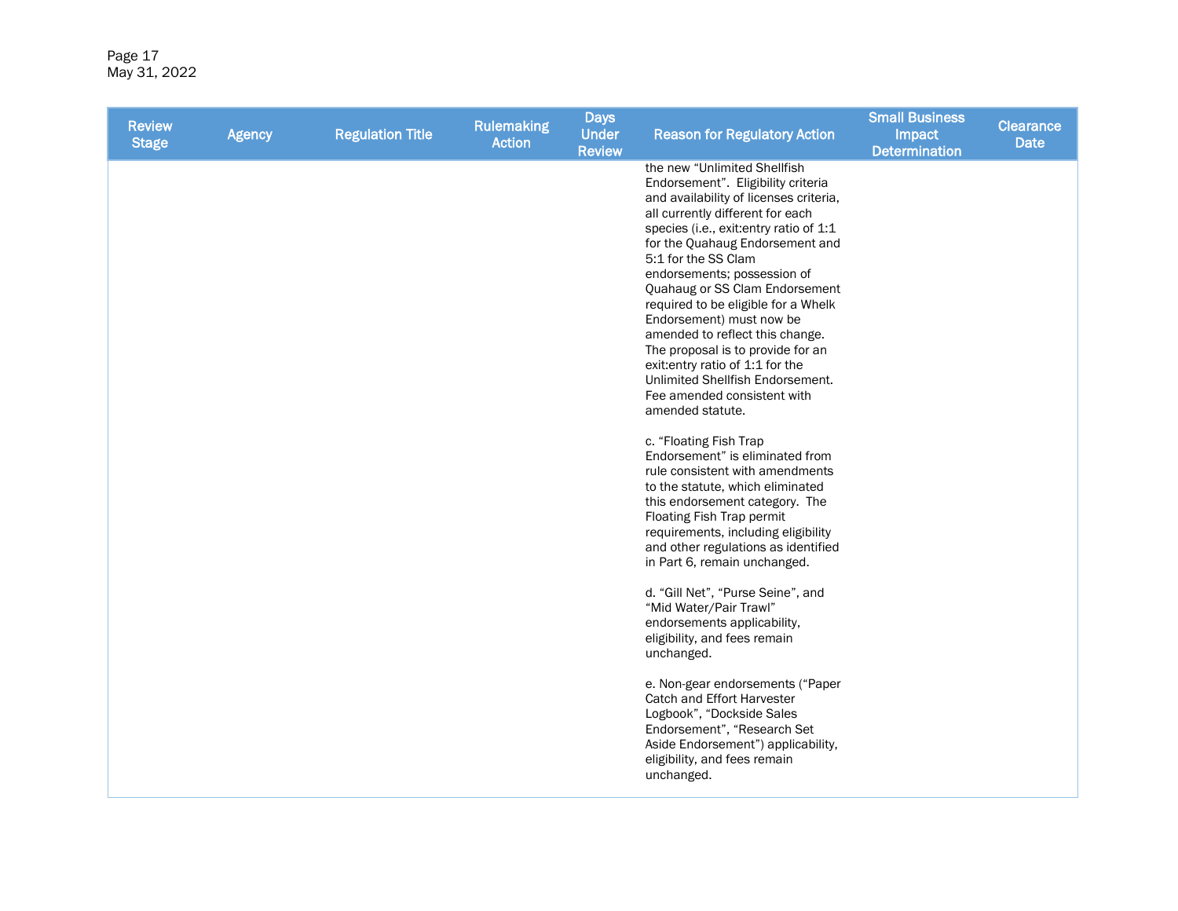| Review Stage | Agency | Regulation Title | Rulemaking Action | Days Under Review | Reason for Regulatory Action | Small Business Impact Determination | Clearance Date |
|---|---|---|---|---|---|---|---|
| | | | | | the new "Unlimited Shellfish Endorsement". Eligibility criteria and availability of licenses criteria, all currently different for each species (i.e., exit:entry ratio of 1:1 for the Quahaug Endorsement and 5:1 for the SS Clam endorsements; possession of Quahaug or SS Clam Endorsement required to be eligible for a Whelk Endorsement) must now be amended to reflect this change. The proposal is to provide for an exit:entry ratio of 1:1 for the Unlimited Shellfish Endorsement. Fee amended consistent with amended statute.<br><br>c. "Floating Fish Trap Endorsement" is eliminated from rule consistent with amendments to the statute, which eliminated this endorsement category. The Floating Fish Trap permit requirements, including eligibility and other regulations as identified in Part 6, remain unchanged.<br><br>d. "Gill Net", "Purse Seine", and "Mid Water/Pair Trawl" endorsements applicability, eligibility, and fees remain unchanged.<br><br>e. Non-gear endorsements ("Paper Catch and Effort Harvester Logbook", "Dockside Sales Endorsement", "Research Set Aside Endorsement") applicability, eligibility, and fees remain unchanged. | | |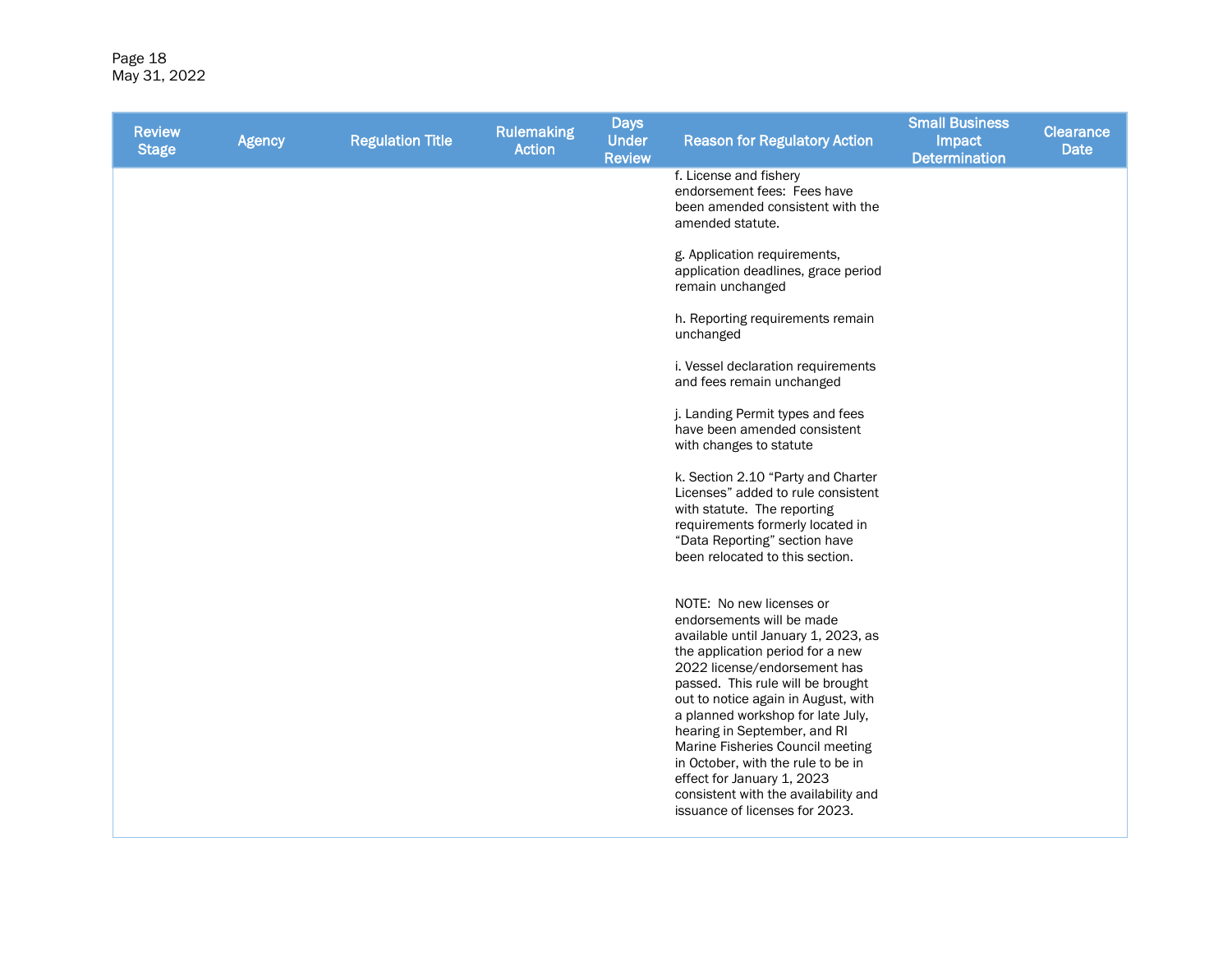| Review Stage | Agency | Regulation Title | Rulemaking Action | Days Under Review | Reason for Regulatory Action | Small Business Impact Determination | Clearance Date |
|---|---|---|---|---|---|---|---|
| | | | | | f. License and fishery endorsement fees: Fees have been amended consistent with the amended statute.<br><br>g. Application requirements, application deadlines, grace period remain unchanged<br><br>h. Reporting requirements remain unchanged<br><br>i. Vessel declaration requirements and fees remain unchanged<br><br>j. Landing Permit types and fees have been amended consistent with changes to statute<br><br>k. Section 2.10 "Party and Charter Licenses" added to rule consistent with statute. The reporting requirements formerly located in "Data Reporting" section have been relocated to this section.<br><br>NOTE: No new licenses or endorsements will be made available until January 1, 2023, as the application period for a new 2022 license/endorsement has passed. This rule will be brought out to notice again in August, with a planned workshop for late July, hearing in September, and RI Marine Fisheries Council meeting in October, with the rule to be in effect for January 1, 2023 consistent with the availability and issuance of licenses for 2023. | | |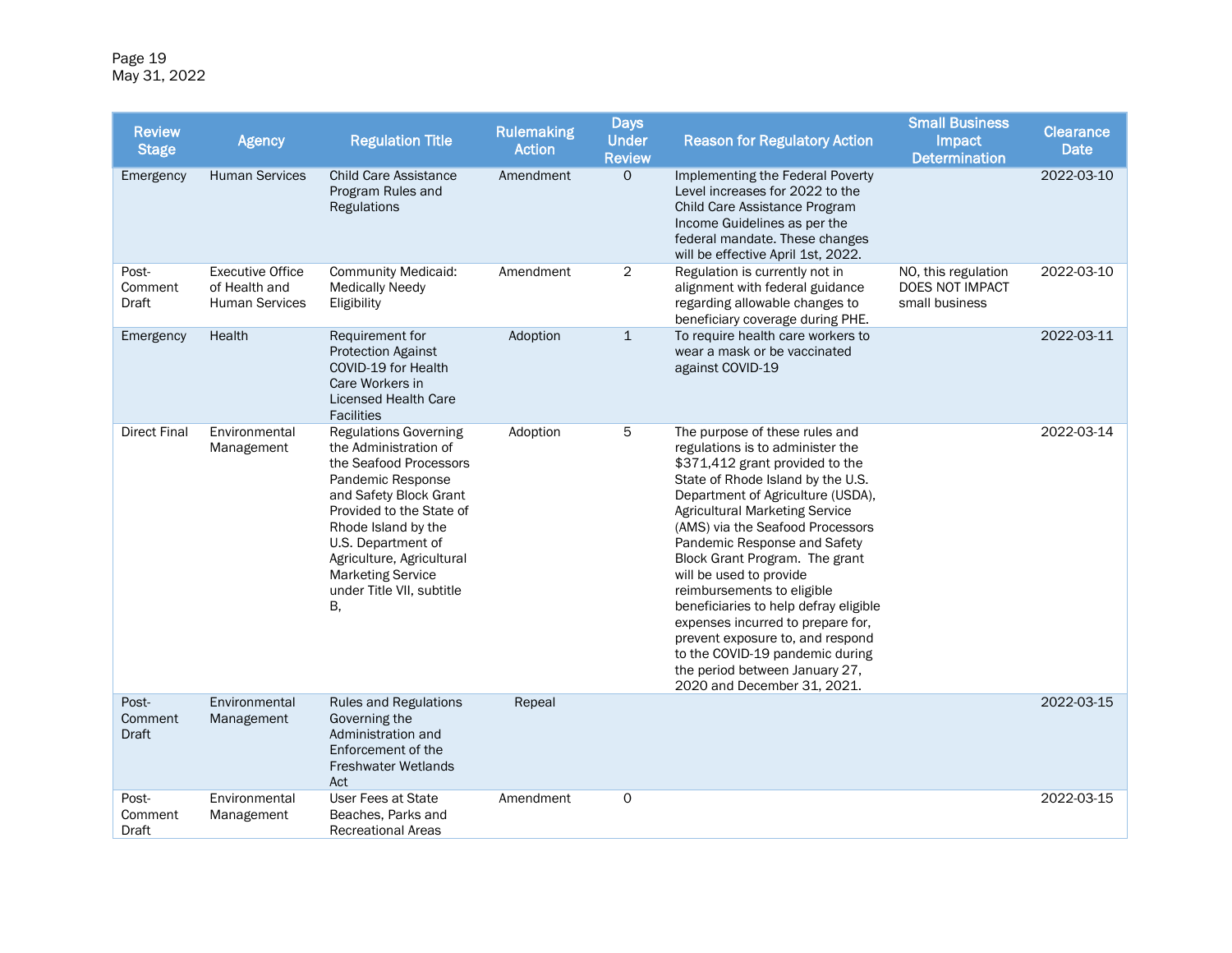| Review Stage | Agency | Regulation Title | Rulemaking Action | Days Under Review | Reason for Regulatory Action | Small Business Impact Determination | Clearance Date |
|---|---|---|---|---|---|---|---|
| Emergency | Human Services | Child Care Assistance Program Rules and Regulations | Amendment | 0 | Implementing the Federal Poverty Level increases for 2022 to the Child Care Assistance Program Income Guidelines as per the federal mandate. These changes will be effective April 1st, 2022. | | 2022-03-10 |
| Post-Comment Draft | Executive Office of Health and Human Services | Community Medicaid: Medically Needy Eligibility | Amendment | 2 | Regulation is currently not in alignment with federal guidance regarding allowable changes to beneficiary coverage during PHE. | NO, this regulation DOES NOT IMPACT small business | 2022-03-10 |
| Emergency | Health | Requirement for Protection Against COVID-19 for Health Care Workers in Licensed Health Care Facilities | Adoption | 1 | To require health care workers to wear a mask or be vaccinated against COVID-19 | | 2022-03-11 |
| Direct Final | Environmental Management | Regulations Governing the Administration of the Seafood Processors Pandemic Response and Safety Block Grant Provided to the State of Rhode Island by the U.S. Department of Agriculture, Agricultural Marketing Service under Title VII, subtitle B, | Adoption | 5 | The purpose of these rules and regulations is to administer the $371,412 grant provided to the State of Rhode Island by the U.S. Department of Agriculture (USDA), Agricultural Marketing Service (AMS) via the Seafood Processors Pandemic Response and Safety Block Grant Program. The grant will be used to provide reimbursements to eligible beneficiaries to help defray eligible expenses incurred to prepare for, prevent exposure to, and respond to the COVID-19 pandemic during the period between January 27, 2020 and December 31, 2021. | | 2022-03-14 |
| Post-Comment Draft | Environmental Management | Rules and Regulations Governing the Administration and Enforcement of the Freshwater Wetlands Act | Repeal | | | | 2022-03-15 |
| Post-Comment Draft | Environmental Management | User Fees at State Beaches, Parks and Recreational Areas | Amendment | 0 | | | 2022-03-15 |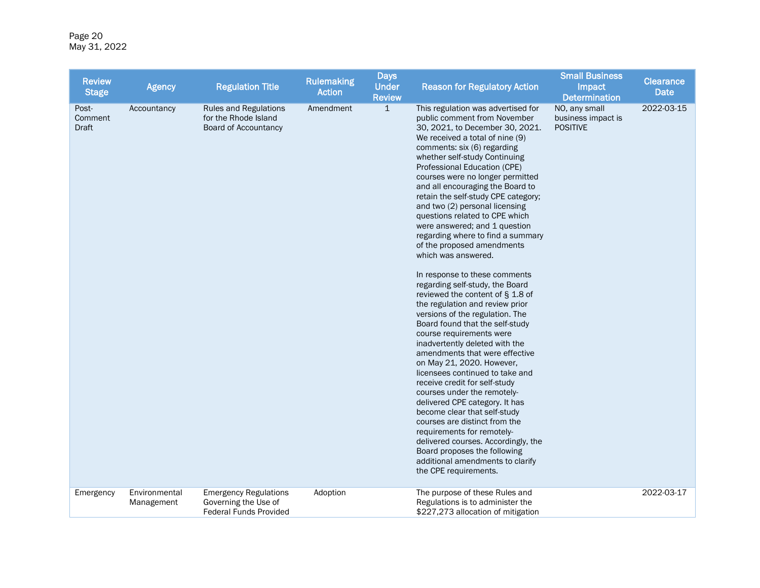| Review Stage | Agency | Regulation Title | Rulemaking Action | Days Under Review | Reason for Regulatory Action | Small Business Impact Determination | Clearance Date |
|---|---|---|---|---|---|---|---|
| Post-Comment Draft | Accountancy | Rules and Regulations for the Rhode Island Board of Accountancy | Amendment | 1 | This regulation was advertised for public comment from November 30, 2021, to December 30, 2021. We received a total of nine (9) comments: six (6) regarding whether self-study Continuing Professional Education (CPE) courses were no longer permitted and all encouraging the Board to retain the self-study CPE category; and two (2) personal licensing questions related to CPE which were answered; and 1 question regarding where to find a summary of the proposed amendments which was answered.<br><br>In response to these comments regarding self-study, the Board reviewed the content of § 1.8 of the regulation and review prior versions of the regulation. The Board found that the self-study course requirements were inadvertently deleted with the amendments that were effective on May 21, 2020. However, licensees continued to take and receive credit for self-study courses under the remotely-delivered CPE category. It has become clear that self-study courses are distinct from the requirements for remotely-delivered courses. Accordingly, the Board proposes the following additional amendments to clarify the CPE requirements. | NO, any small business impact is POSITIVE | 2022-03-15 |
| Emergency | Environmental Management | Emergency Regulations Governing the Use of Federal Funds Provided | Adoption | | The purpose of these Rules and Regulations is to administer the $227,273 allocation of mitigation | | 2022-03-17 |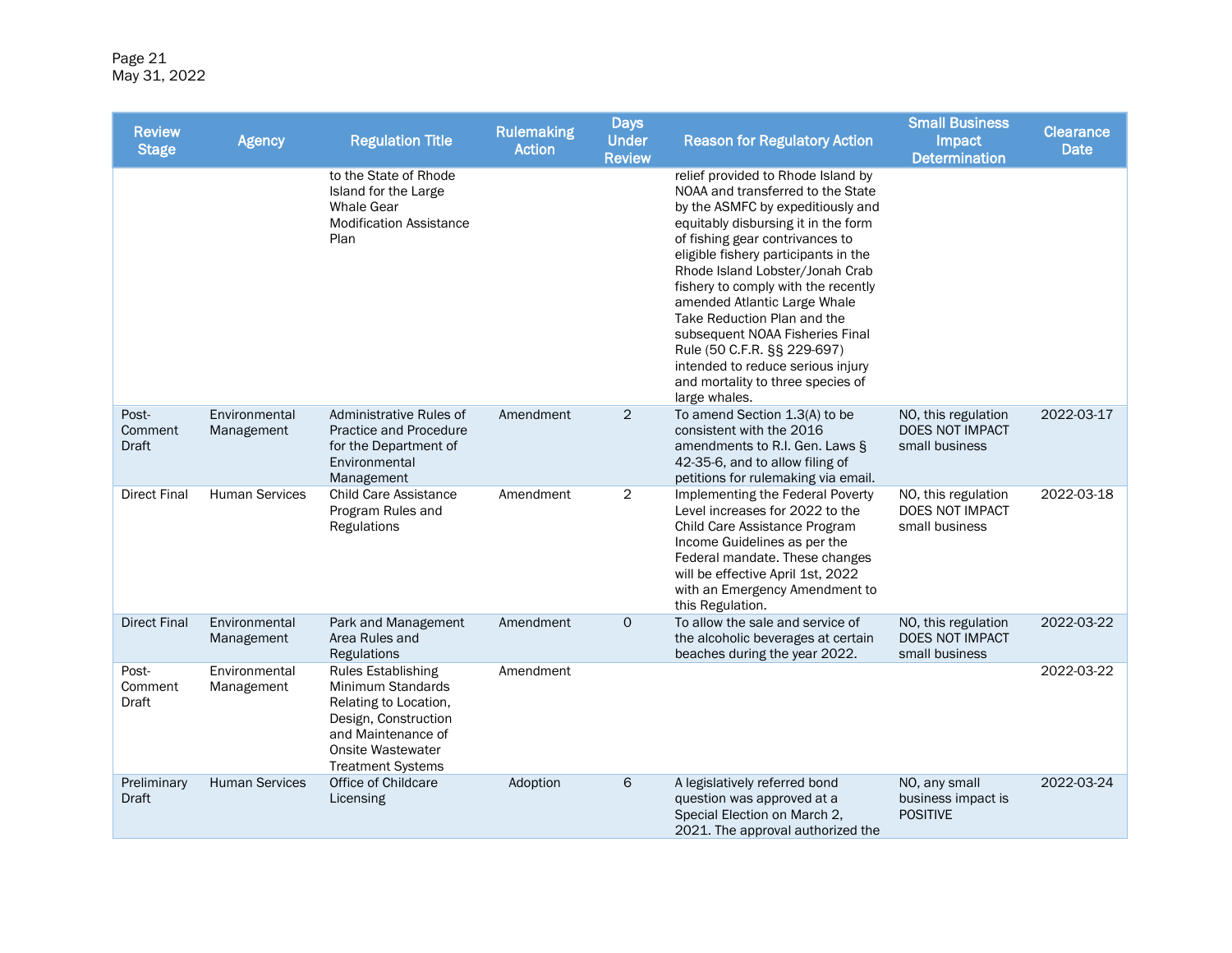| Review Stage | Agency | Regulation Title | Rulemaking Action | Days Under Review | Reason for Regulatory Action | Small Business Impact Determination | Clearance Date |
|---|---|---|---|---|---|---|---|
| | | to the State of Rhode Island for the Large Whale Gear Modification Assistance Plan | | | relief provided to Rhode Island by NOAA and transferred to the State by the ASMFC by expeditiously and equitably disbursing it in the form of fishing gear contrivances to eligible fishery participants in the Rhode Island Lobster/Jonah Crab fishery to comply with the recently amended Atlantic Large Whale Take Reduction Plan and the subsequent NOAA Fisheries Final Rule (50 C.F.R. §§ 229-697) intended to reduce serious injury and mortality to three species of large whales. | | |
| Post-Comment Draft | Environmental Management | Administrative Rules of Practice and Procedure for the Department of Environmental Management | Amendment | 2 | To amend Section 1.3(A) to be consistent with the 2016 amendments to R.I. Gen. Laws § 42-35-6, and to allow filing of petitions for rulemaking via email. | NO, this regulation DOES NOT IMPACT small business | 2022-03-17 |
| Direct Final | Human Services | Child Care Assistance Program Rules and Regulations | Amendment | 2 | Implementing the Federal Poverty Level increases for 2022 to the Child Care Assistance Program Income Guidelines as per the Federal mandate. These changes will be effective April 1st, 2022 with an Emergency Amendment to this Regulation. | NO, this regulation DOES NOT IMPACT small business | 2022-03-18 |
| Direct Final | Environmental Management | Park and Management Area Rules and Regulations | Amendment | 0 | To allow the sale and service of the alcoholic beverages at certain beaches during the year 2022. | NO, this regulation DOES NOT IMPACT small business | 2022-03-22 |
| Post-Comment Draft | Environmental Management | Rules Establishing Minimum Standards Relating to Location, Design, Construction and Maintenance of Onsite Wastewater Treatment Systems | Amendment | | | | 2022-03-22 |
| Preliminary Draft | Human Services | Office of Childcare Licensing | Adoption | 6 | A legislatively referred bond question was approved at a Special Election on March 2, 2021. The approval authorized the | NO, any small business impact is POSITIVE | 2022-03-24 |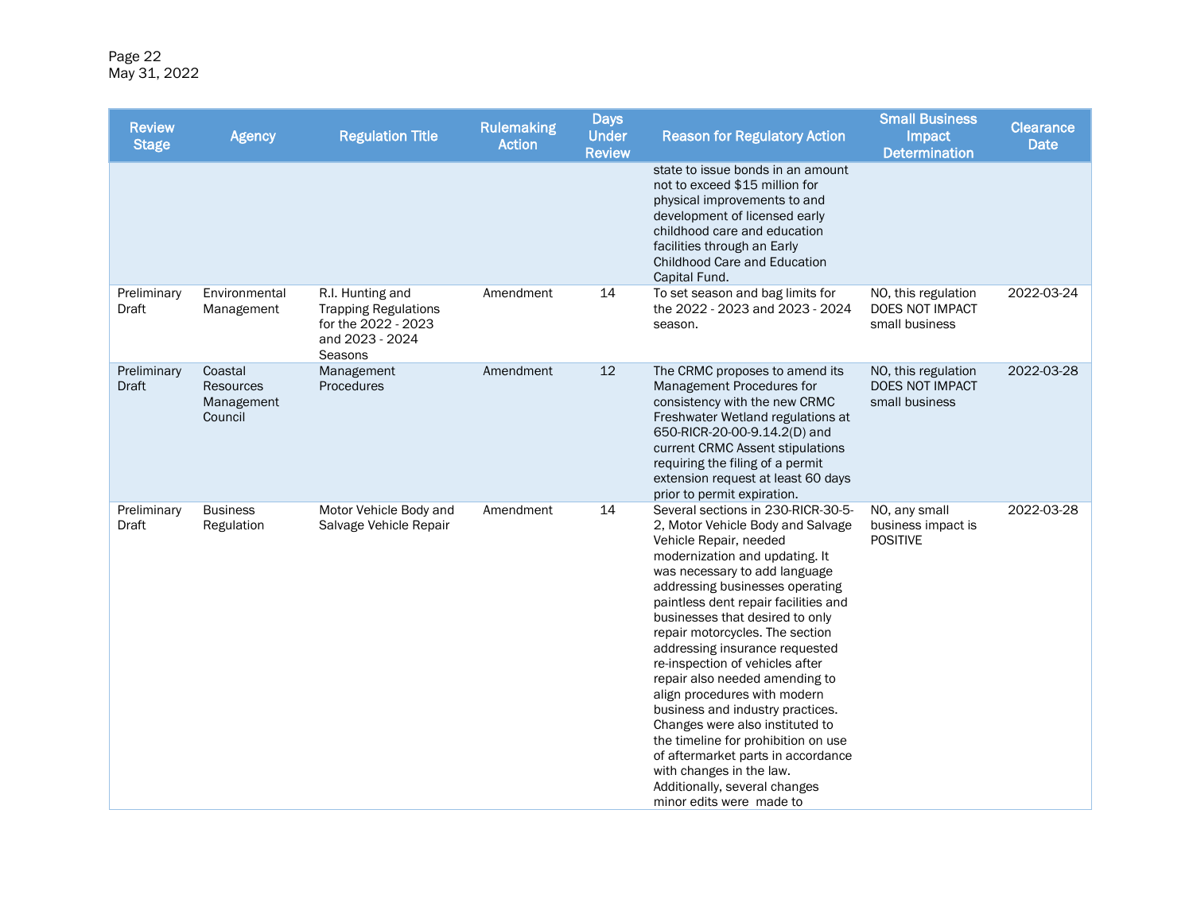| Review Stage | Agency | Regulation Title | Rulemaking Action | Days Under Review | Reason for Regulatory Action | Small Business Impact Determination | Clearance Date |
|---|---|---|---|---|---|---|---|
| | | | | | state to issue bonds in an amount not to exceed $15 million for physical improvements to and development of licensed early childhood care and education facilities through an Early Childhood Care and Education Capital Fund. | | |
| Preliminary Draft | Environmental Management | R.I. Hunting and Trapping Regulations for the 2022 - 2023 and 2023 - 2024 Seasons | Amendment | 14 | To set season and bag limits for the 2022 - 2023 and 2023 - 2024 season. | NO, this regulation DOES NOT IMPACT small business | 2022-03-24 |
| Preliminary Draft | Coastal Resources Management Council | Management Procedures | Amendment | 12 | The CRMC proposes to amend its Management Procedures for consistency with the new CRMC Freshwater Wetland regulations at 650-RICR-20-00-9.14.2(D) and current CRMC Assent stipulations requiring the filing of a permit extension request at least 60 days prior to permit expiration. | NO, this regulation DOES NOT IMPACT small business | 2022-03-28 |
| Preliminary Draft | Business Regulation | Motor Vehicle Body and Salvage Vehicle Repair | Amendment | 14 | Several sections in 230-RICR-30-5-2, Motor Vehicle Body and Salvage Vehicle Repair, needed modernization and updating. It was necessary to add language addressing businesses operating paintless dent repair facilities and businesses that desired to only repair motorcycles. The section addressing insurance requested re-inspection of vehicles after repair also needed amending to align procedures with modern business and industry practices. Changes were also instituted to the timeline for prohibition on use of aftermarket parts in accordance with changes in the law. Additionally, several changes minor edits were made to | NO, any small business impact is POSITIVE | 2022-03-28 |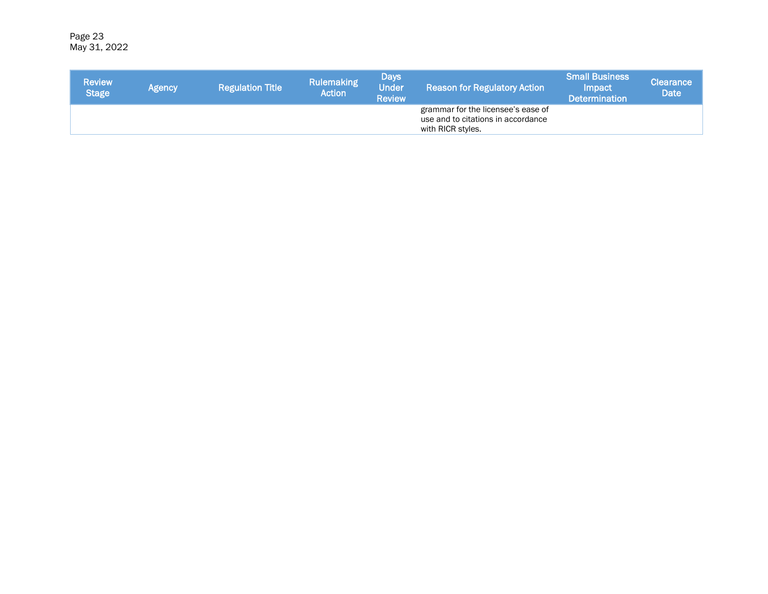| Review Stage | Agency | Regulation Title | Rulemaking Action | Days Under Review | Reason for Regulatory Action | Small Business Impact Determination | Clearance Date |
|---|---|---|---|---|---|---|---|
| | | | | | grammar for the licensee's ease of use and to citations in accordance with RICR styles. | | |